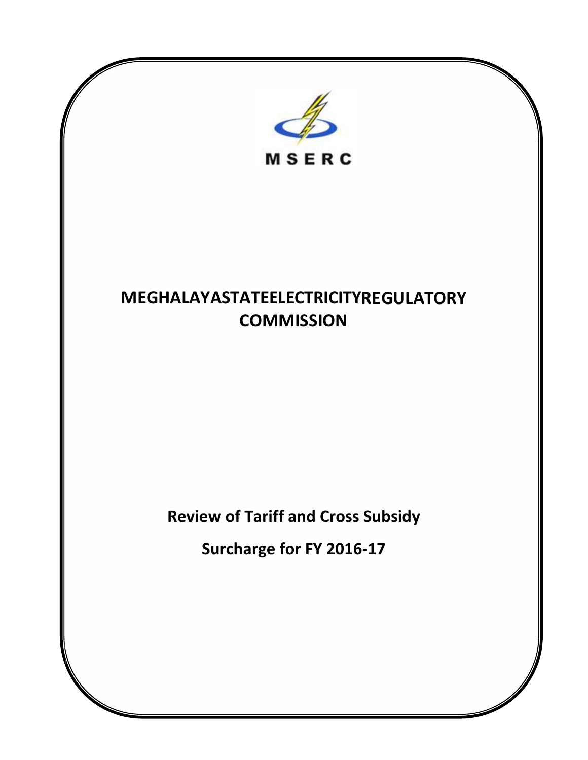MSERC

# MEGHALAYASTATEELECTRICITYREGULATORY COMMISSION

## Review of Tariff and Cross Subsidy

## Surcharge for FY 2016-17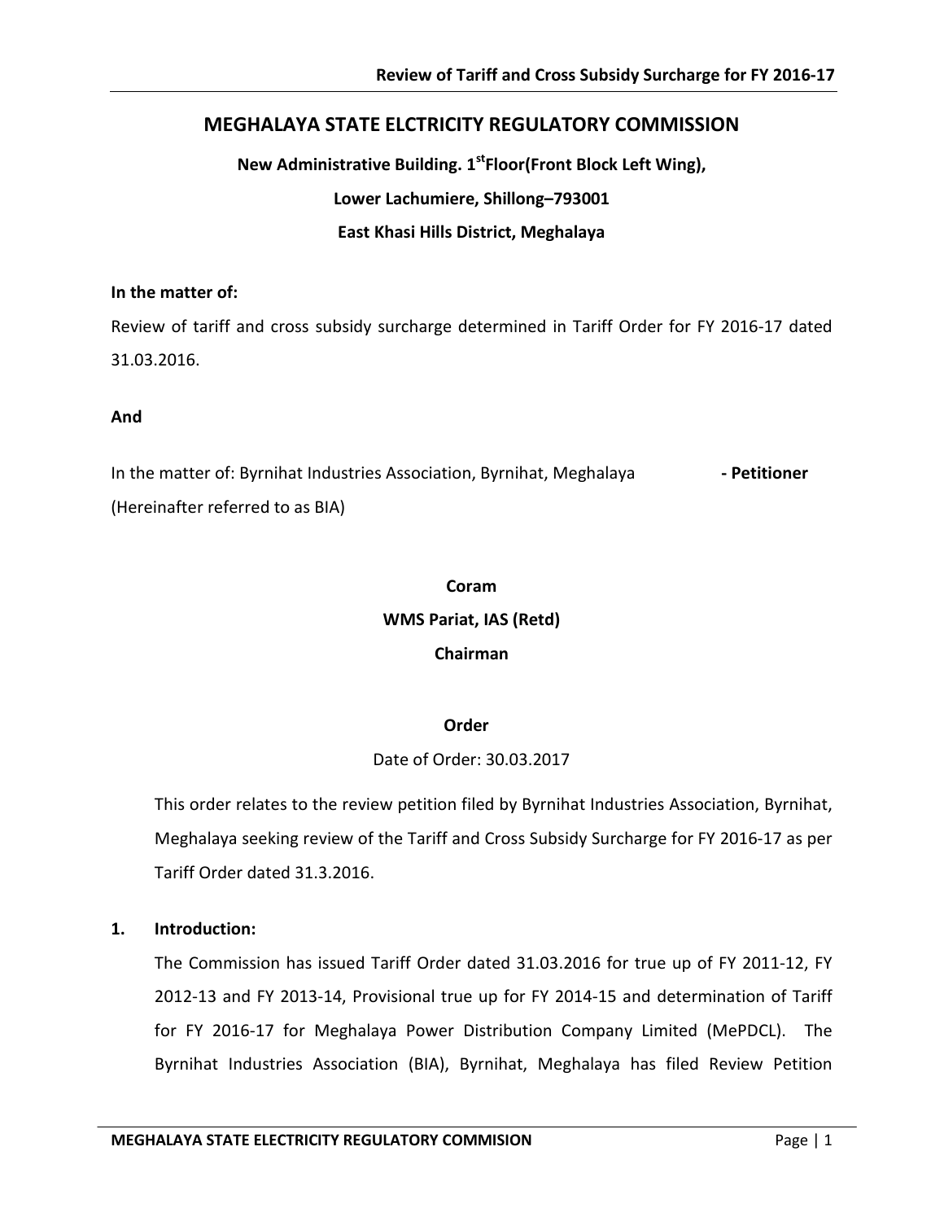## MEGHALAYA STATE ELCTRICITY REGULATORY COMMISSION

**New Administrative Building. 1st Floor(Front Block Left Wing),**

**Lower Lachumiere, Shillong–793001**

**East Khasi Hills District, Meghalaya**

**In the matter of:**

Review of tariff and cross subsidy surcharge determined in Tariff Order for FY 2016-17 dated 31.03.2016.

**And**

In the matter of: Byrnihat Industries Association, Byrnihat, Meghalaya **- Petitioner**
(Hereinafter referred to as BIA)

**Coram**

**WMS Pariat, IAS (Retd)**

**Chairman**

**Order**

Date of Order: 30.03.2017

This order relates to the review petition filed by Byrnihat Industries Association, Byrnihat, Meghalaya seeking review of the Tariff and Cross Subsidy Surcharge for FY 2016-17 as per Tariff Order dated 31.3.2016.

**1. Introduction:**

The Commission has issued Tariff Order dated 31.03.2016 for true up of FY 2011-12, FY 2012-13 and FY 2013-14, Provisional true up for FY 2014-15 and determination of Tariff for FY 2016-17 for Meghalaya Power Distribution Company Limited (MePDCL). The Byrnihat Industries Association (BIA), Byrnihat, Meghalaya has filed Review Petition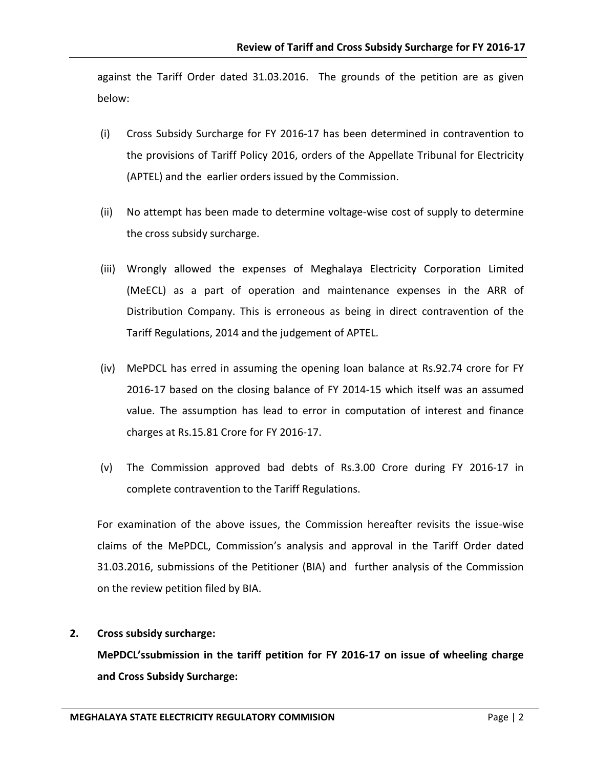against the Tariff Order dated 31.03.2016. The grounds of the petition are as given below:

(i) Cross Subsidy Surcharge for FY 2016-17 has been determined in contravention to the provisions of Tariff Policy 2016, orders of the Appellate Tribunal for Electricity (APTEL) and the earlier orders issued by the Commission.

(ii) No attempt has been made to determine voltage-wise cost of supply to determine the cross subsidy surcharge.

(iii) Wrongly allowed the expenses of Meghalaya Electricity Corporation Limited (MeECL) as a part of operation and maintenance expenses in the ARR of Distribution Company. This is erroneous as being in direct contravention of the Tariff Regulations, 2014 and the judgement of APTEL.

(iv) MePDCL has erred in assuming the opening loan balance at Rs.92.74 crore for FY 2016-17 based on the closing balance of FY 2014-15 which itself was an assumed value. The assumption has lead to error in computation of interest and finance charges at Rs.15.81 Crore for FY 2016-17.

(v) The Commission approved bad debts of Rs.3.00 Crore during FY 2016-17 in complete contravention to the Tariff Regulations.

For examination of the above issues, the Commission hereafter revisits the issue-wise claims of the MePDCL, Commission's analysis and approval in the Tariff Order dated 31.03.2016, submissions of the Petitioner (BIA) and further analysis of the Commission on the review petition filed by BIA.

**2. Cross subsidy surcharge:**

**MePDCL'ssubmission in the tariff petition for FY 2016-17 on issue of wheeling charge and Cross Subsidy Surcharge:**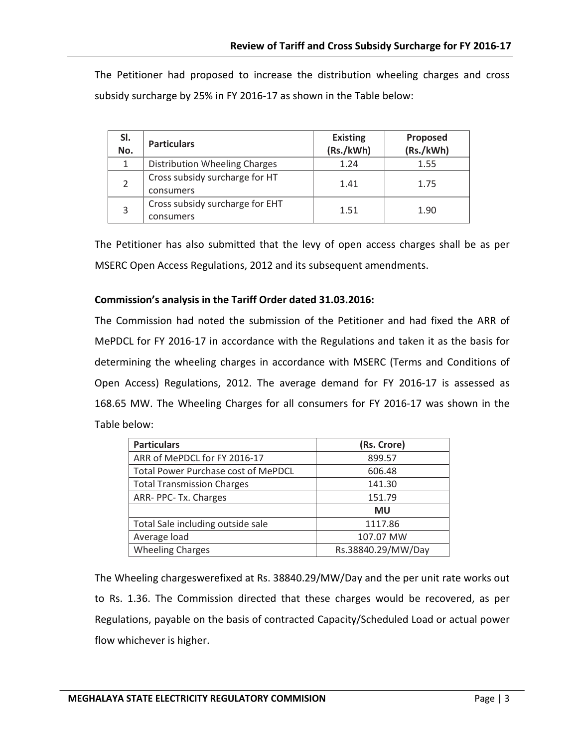The Petitioner had proposed to increase the distribution wheeling charges and cross subsidy surcharge by 25% in FY 2016-17 as shown in the Table below:

| Sl. No. | Particulars | Existing (Rs./kWh) | Proposed (Rs./kWh) |
|---|---|---|---|
| 1 | Distribution Wheeling Charges | 1.24 | 1.55 |
| 2 | Cross subsidy surcharge for HT consumers | 1.41 | 1.75 |
| 3 | Cross subsidy surcharge for EHT consumers | 1.51 | 1.90 |

The Petitioner has also submitted that the levy of open access charges shall be as per MSERC Open Access Regulations, 2012 and its subsequent amendments.

**Commission's analysis in the Tariff Order dated 31.03.2016:**

The Commission had noted the submission of the Petitioner and had fixed the ARR of MePDCL for FY 2016-17 in accordance with the Regulations and taken it as the basis for determining the wheeling charges in accordance with MSERC (Terms and Conditions of Open Access) Regulations, 2012. The average demand for FY 2016-17 is assessed as 168.65 MW. The Wheeling Charges for all consumers for FY 2016-17 was shown in the Table below:

| Particulars | (Rs. Crore) |
|---|---|
| ARR of MePDCL for FY 2016-17 | 899.57 |
| Total Power Purchase cost of MePDCL | 606.48 |
| Total Transmission Charges | 141.30 |
| ARR- PPC- Tx. Charges | 151.79 |
| | **MU** |
| Total Sale including outside sale | 1117.86 |
| Average load | 107.07 MW |
| Wheeling Charges | Rs.38840.29/MW/Day |

The Wheeling chargeswerefixed at Rs. 38840.29/MW/Day and the per unit rate works out to Rs. 1.36. The Commission directed that these charges would be recovered, as per Regulations, payable on the basis of contracted Capacity/Scheduled Load or actual power flow whichever is higher.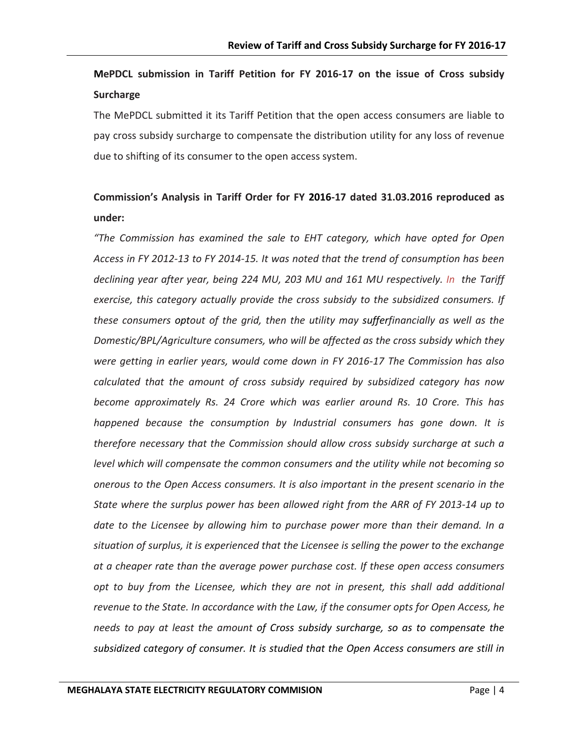**MePDCL submission in Tariff Petition for FY 2016-17 on the issue of Cross subsidy Surcharge**

The MePDCL submitted it its Tariff Petition that the open access consumers are liable to pay cross subsidy surcharge to compensate the distribution utility for any loss of revenue due to shifting of its consumer to the open access system.

**Commission's Analysis in Tariff Order for FY 2016-17 dated 31.03.2016 reproduced as under:**

*"The Commission has examined the sale to EHT category, which have opted for Open Access in FY 2012-13 to FY 2014-15. It was noted that the trend of consumption has been declining year after year, being 224 MU, 203 MU and 161 MU respectively. In the Tariff exercise, this category actually provide the cross subsidy to the subsidized consumers. If these consumers optout of the grid, then the utility may sufferfinancially as well as the Domestic/BPL/Agriculture consumers, who will be affected as the cross subsidy which they were getting in earlier years, would come down in FY 2016-17 The Commission has also calculated that the amount of cross subsidy required by subsidized category has now become approximately Rs. 24 Crore which was earlier around Rs. 10 Crore. This has happened because the consumption by Industrial consumers has gone down. It is therefore necessary that the Commission should allow cross subsidy surcharge at such a level which will compensate the common consumers and the utility while not becoming so onerous to the Open Access consumers. It is also important in the present scenario in the State where the surplus power has been allowed right from the ARR of FY 2013-14 up to date to the Licensee by allowing him to purchase power more than their demand. In a situation of surplus, it is experienced that the Licensee is selling the power to the exchange at a cheaper rate than the average power purchase cost. If these open access consumers opt to buy from the Licensee, which they are not in present, this shall add additional revenue to the State. In accordance with the Law, if the consumer opts for Open Access, he needs to pay at least the amount of Cross subsidy surcharge, so as to compensate the subsidized category of consumer. It is studied that the Open Access consumers are still in*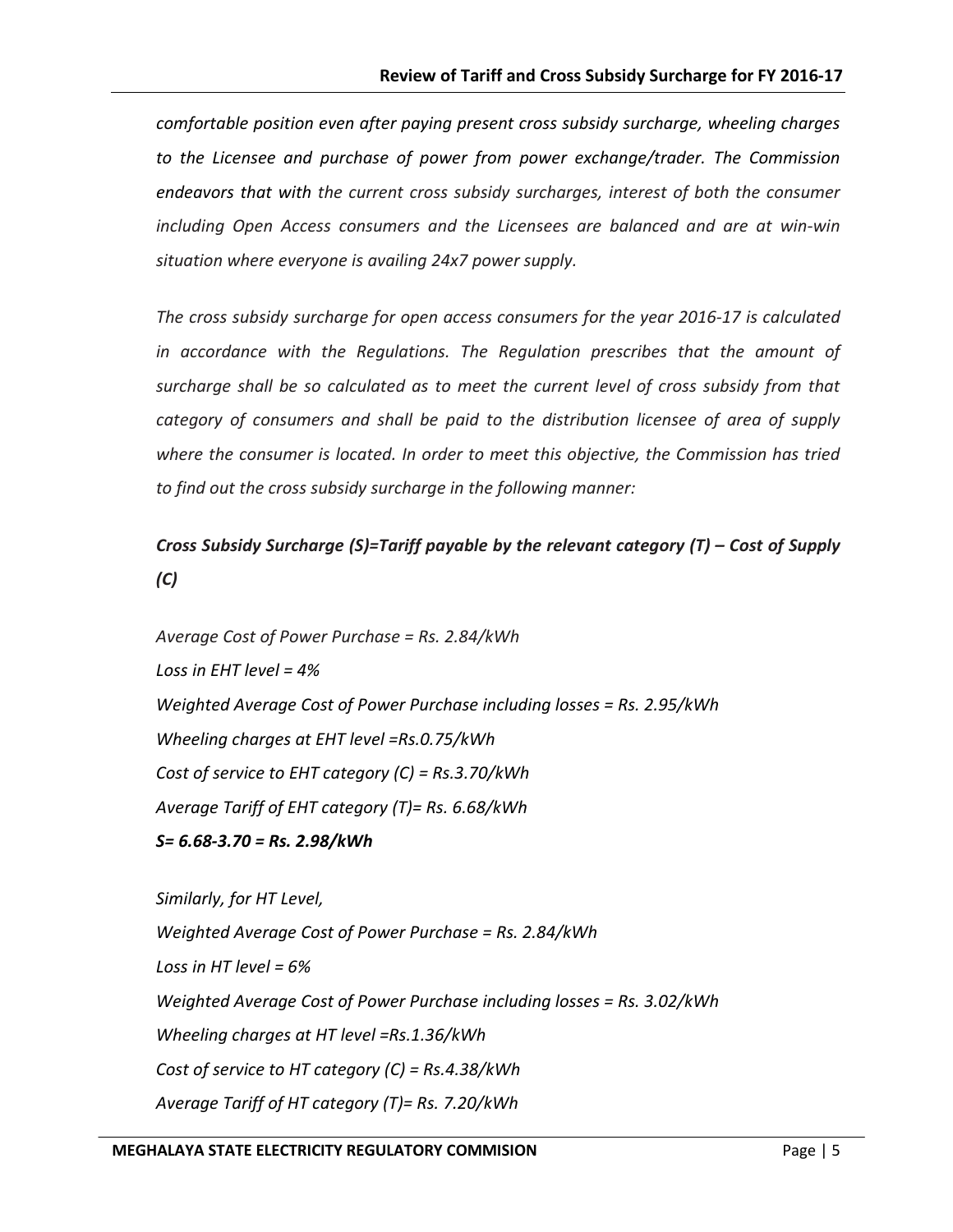*comfortable position even after paying present cross subsidy surcharge, wheeling charges to the Licensee and purchase of power from power exchange/trader. The Commission endeavors that with the current cross subsidy surcharges, interest of both the consumer including Open Access consumers and the Licensees are balanced and are at win-win situation where everyone is availing 24x7 power supply.*

*The cross subsidy surcharge for open access consumers for the year 2016-17 is calculated in accordance with the Regulations. The Regulation prescribes that the amount of surcharge shall be so calculated as to meet the current level of cross subsidy from that category of consumers and shall be paid to the distribution licensee of area of supply where the consumer is located. In order to meet this objective, the Commission has tried to find out the cross subsidy surcharge in the following manner:*

***Cross Subsidy Surcharge (S)=Tariff payable by the relevant category (T) – Cost of Supply (C)***

*Average Cost of Power Purchase = Rs. 2.84/kWh*

*Loss in EHT level = 4%*

*Weighted Average Cost of Power Purchase including losses = Rs. 2.95/kWh*

*Wheeling charges at EHT level =Rs.0.75/kWh*

*Cost of service to EHT category (C) = Rs.3.70/kWh*

*Average Tariff of EHT category (T)= Rs. 6.68/kWh*

***S= 6.68-3.70 = Rs. 2.98/kWh***

*Similarly, for HT Level,*

*Weighted Average Cost of Power Purchase = Rs. 2.84/kWh*

*Loss in HT level = 6%*

*Weighted Average Cost of Power Purchase including losses = Rs. 3.02/kWh*

*Wheeling charges at HT level =Rs.1.36/kWh*

*Cost of service to HT category (C) = Rs.4.38/kWh*

*Average Tariff of HT category (T)= Rs. 7.20/kWh*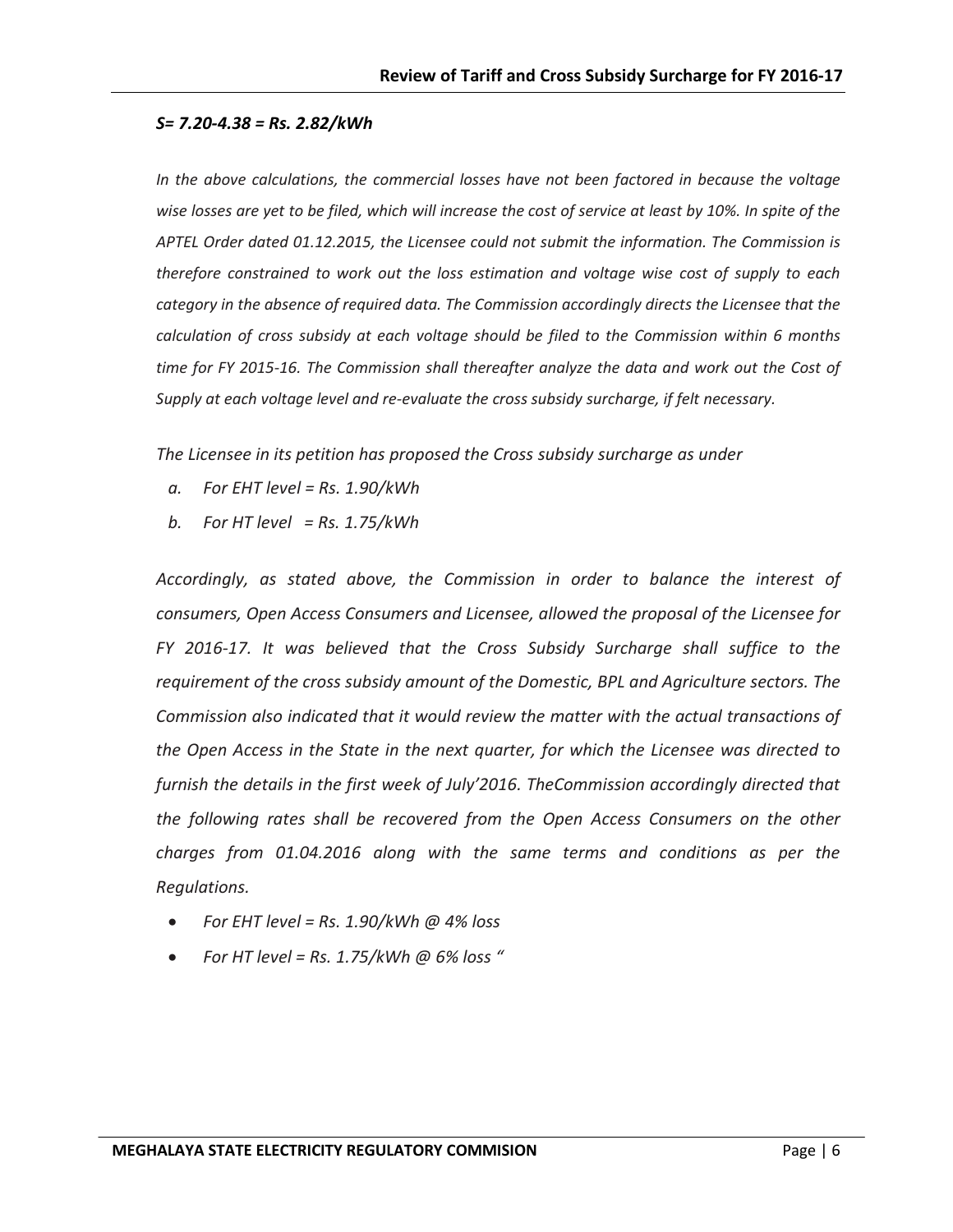***S= 7.20-4.38 = Rs. 2.82/kWh***

*In the above calculations, the commercial losses have not been factored in because the voltage wise losses are yet to be filed, which will increase the cost of service at least by 10%. In spite of the APTEL Order dated 01.12.2015, the Licensee could not submit the information. The Commission is therefore constrained to work out the loss estimation and voltage wise cost of supply to each category in the absence of required data. The Commission accordingly directs the Licensee that the calculation of cross subsidy at each voltage should be filed to the Commission within 6 months time for FY 2015-16. The Commission shall thereafter analyze the data and work out the Cost of Supply at each voltage level and re-evaluate the cross subsidy surcharge, if felt necessary.*

*The Licensee in its petition has proposed the Cross subsidy surcharge as under*

a. *For EHT level = Rs. 1.90/kWh*
b. *For HT level  = Rs. 1.75/kWh*

*Accordingly, as stated above, the Commission in order to balance the interest of consumers, Open Access Consumers and Licensee, allowed the proposal of the Licensee for FY 2016-17. It was believed that the Cross Subsidy Surcharge shall suffice to the requirement of the cross subsidy amount of the Domestic, BPL and Agriculture sectors. The Commission also indicated that it would review the matter with the actual transactions of the Open Access in the State in the next quarter, for which the Licensee was directed to furnish the details in the first week of July'2016. TheCommission accordingly directed that the following rates shall be recovered from the Open Access Consumers on the other charges from 01.04.2016 along with the same terms and conditions as per the Regulations.*

- *For EHT level = Rs. 1.90/kWh @ 4% loss*
- *For HT level = Rs. 1.75/kWh @ 6% loss "*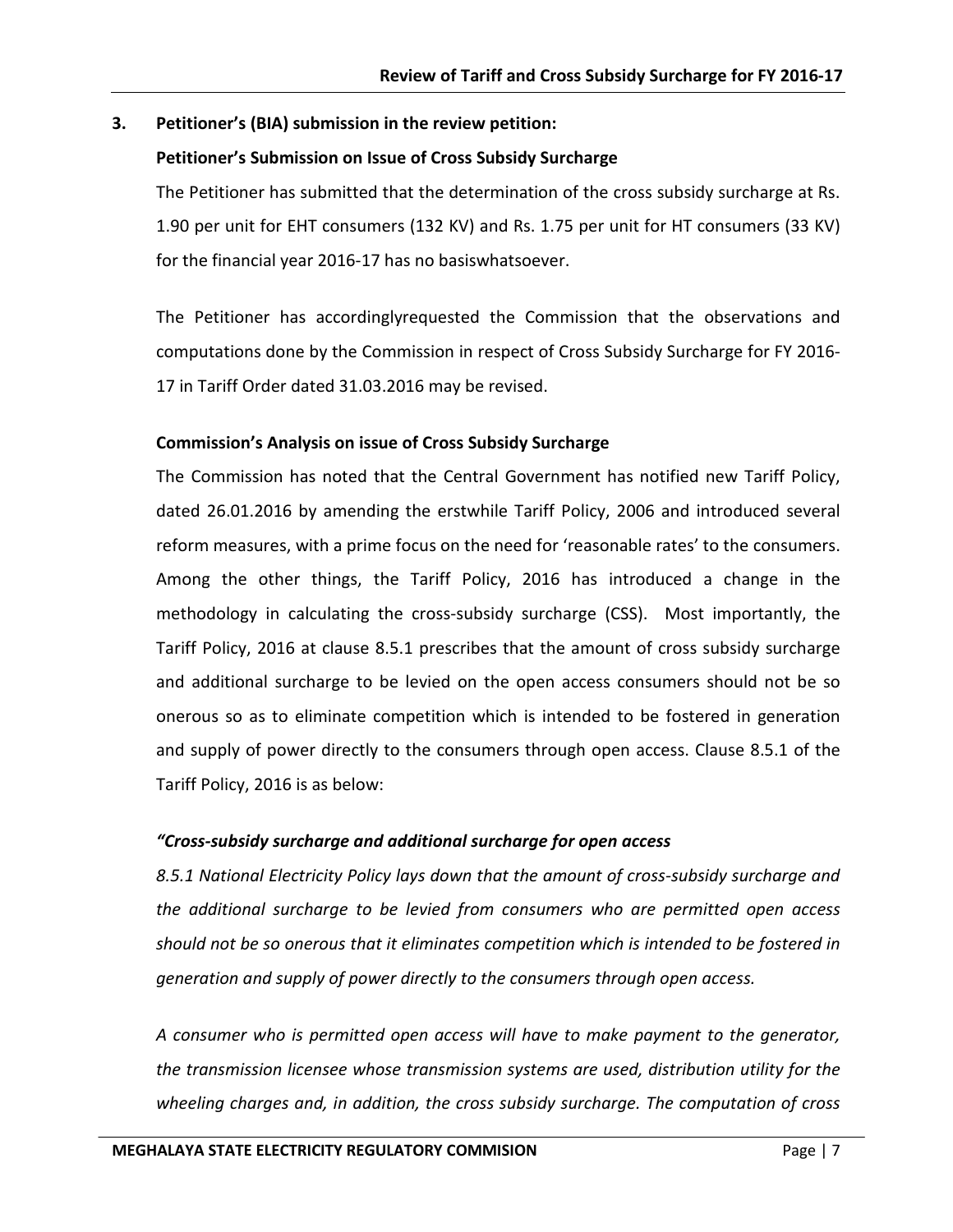## 3. Petitioner's (BIA) submission in the review petition:

**Petitioner's Submission on Issue of Cross Subsidy Surcharge**

The Petitioner has submitted that the determination of the cross subsidy surcharge at Rs. 1.90 per unit for EHT consumers (132 KV) and Rs. 1.75 per unit for HT consumers (33 KV) for the financial year 2016-17 has no basiswhatsoever.

The Petitioner has accordinglyrequested the Commission that the observations and computations done by the Commission in respect of Cross Subsidy Surcharge for FY 2016-17 in Tariff Order dated 31.03.2016 may be revised.

**Commission's Analysis on issue of Cross Subsidy Surcharge**

The Commission has noted that the Central Government has notified new Tariff Policy, dated 26.01.2016 by amending the erstwhile Tariff Policy, 2006 and introduced several reform measures, with a prime focus on the need for 'reasonable rates' to the consumers. Among the other things, the Tariff Policy, 2016 has introduced a change in the methodology in calculating the cross-subsidy surcharge (CSS). Most importantly, the Tariff Policy, 2016 at clause 8.5.1 prescribes that the amount of cross subsidy surcharge and additional surcharge to be levied on the open access consumers should not be so onerous so as to eliminate competition which is intended to be fostered in generation and supply of power directly to the consumers through open access. Clause 8.5.1 of the Tariff Policy, 2016 is as below:

***"Cross-subsidy surcharge and additional surcharge for open access***

*8.5.1 National Electricity Policy lays down that the amount of cross-subsidy surcharge and the additional surcharge to be levied from consumers who are permitted open access should not be so onerous that it eliminates competition which is intended to be fostered in generation and supply of power directly to the consumers through open access.*

*A consumer who is permitted open access will have to make payment to the generator, the transmission licensee whose transmission systems are used, distribution utility for the wheeling charges and, in addition, the cross subsidy surcharge. The computation of cross*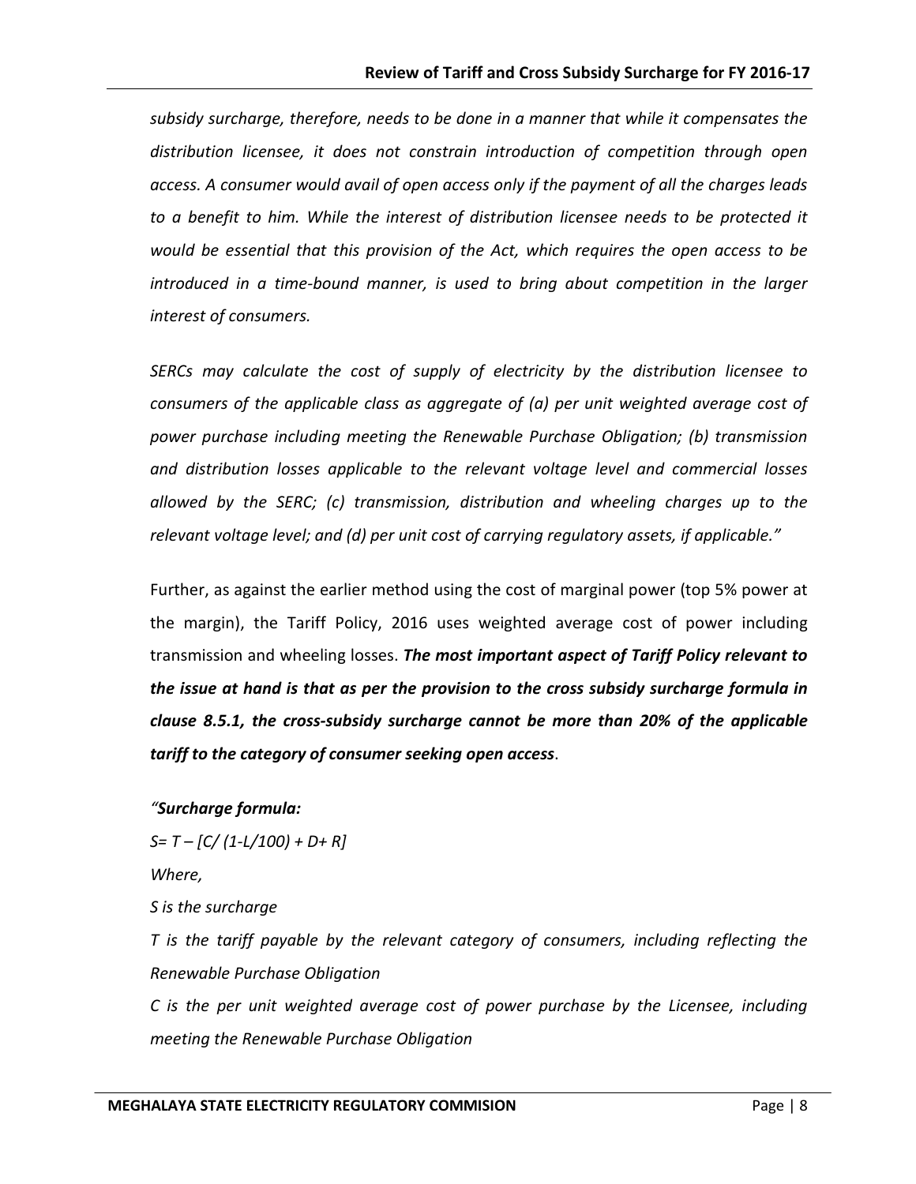*subsidy surcharge, therefore, needs to be done in a manner that while it compensates the distribution licensee, it does not constrain introduction of competition through open access. A consumer would avail of open access only if the payment of all the charges leads to a benefit to him. While the interest of distribution licensee needs to be protected it would be essential that this provision of the Act, which requires the open access to be introduced in a time-bound manner, is used to bring about competition in the larger interest of consumers.*

*SERCs may calculate the cost of supply of electricity by the distribution licensee to consumers of the applicable class as aggregate of (a) per unit weighted average cost of power purchase including meeting the Renewable Purchase Obligation; (b) transmission and distribution losses applicable to the relevant voltage level and commercial losses allowed by the SERC; (c) transmission, distribution and wheeling charges up to the relevant voltage level; and (d) per unit cost of carrying regulatory assets, if applicable."*

Further, as against the earlier method using the cost of marginal power (top 5% power at the margin), the Tariff Policy, 2016 uses weighted average cost of power including transmission and wheeling losses. ***The most important aspect of Tariff Policy relevant to the issue at hand is that as per the provision to the cross subsidy surcharge formula in clause 8.5.1, the cross-subsidy surcharge cannot be more than 20% of the applicable tariff to the category of consumer seeking open access***.

*"**Surcharge formula:***

$S = T – [C/ (1-L/100) + D + R]$

*Where,*

*S is the surcharge*

*T is the tariff payable by the relevant category of consumers, including reflecting the Renewable Purchase Obligation*

*C is the per unit weighted average cost of power purchase by the Licensee, including meeting the Renewable Purchase Obligation*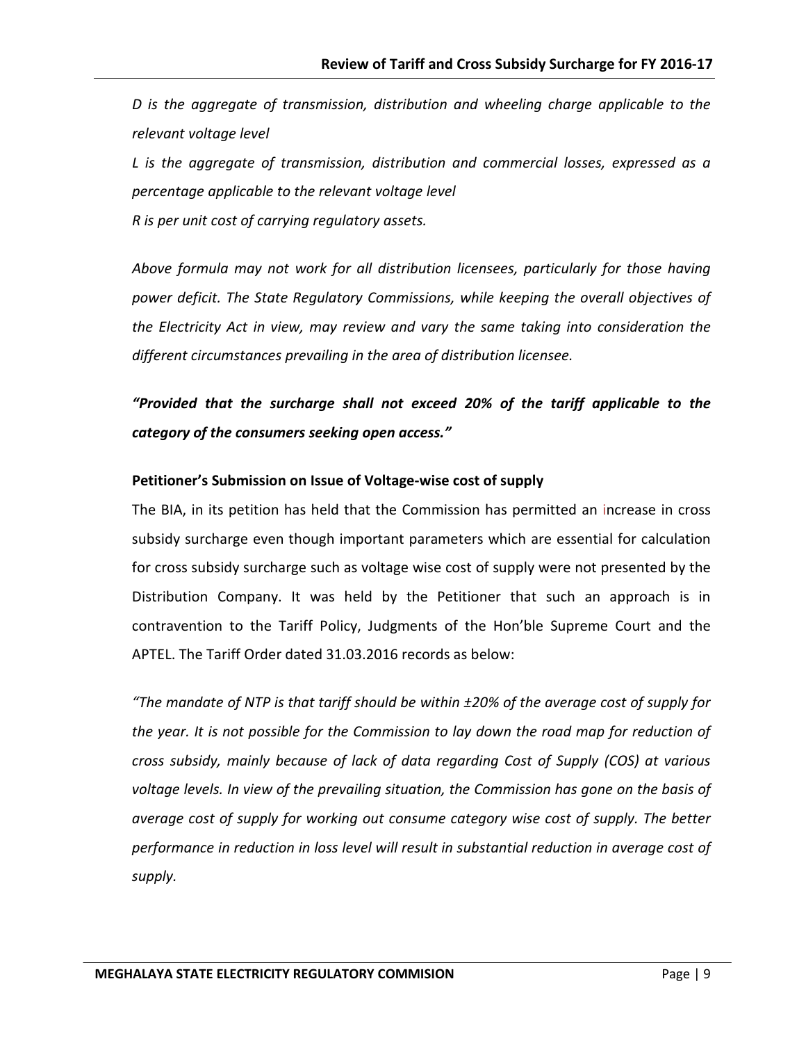*D is the aggregate of transmission, distribution and wheeling charge applicable to the relevant voltage level*

*L is the aggregate of transmission, distribution and commercial losses, expressed as a percentage applicable to the relevant voltage level*

*R is per unit cost of carrying regulatory assets.*

*Above formula may not work for all distribution licensees, particularly for those having power deficit. The State Regulatory Commissions, while keeping the overall objectives of the Electricity Act in view, may review and vary the same taking into consideration the different circumstances prevailing in the area of distribution licensee.*

***"Provided that the surcharge shall not exceed 20% of the tariff applicable to the category of the consumers seeking open access."***

**Petitioner's Submission on Issue of Voltage-wise cost of supply**

The BIA, in its petition has held that the Commission has permitted an increase in cross subsidy surcharge even though important parameters which are essential for calculation for cross subsidy surcharge such as voltage wise cost of supply were not presented by the Distribution Company. It was held by the Petitioner that such an approach is in contravention to the Tariff Policy, Judgments of the Hon'ble Supreme Court and the APTEL. The Tariff Order dated 31.03.2016 records as below:

*"The mandate of NTP is that tariff should be within ±20% of the average cost of supply for the year. It is not possible for the Commission to lay down the road map for reduction of cross subsidy, mainly because of lack of data regarding Cost of Supply (COS) at various voltage levels. In view of the prevailing situation, the Commission has gone on the basis of average cost of supply for working out consume category wise cost of supply. The better performance in reduction in loss level will result in substantial reduction in average cost of supply.*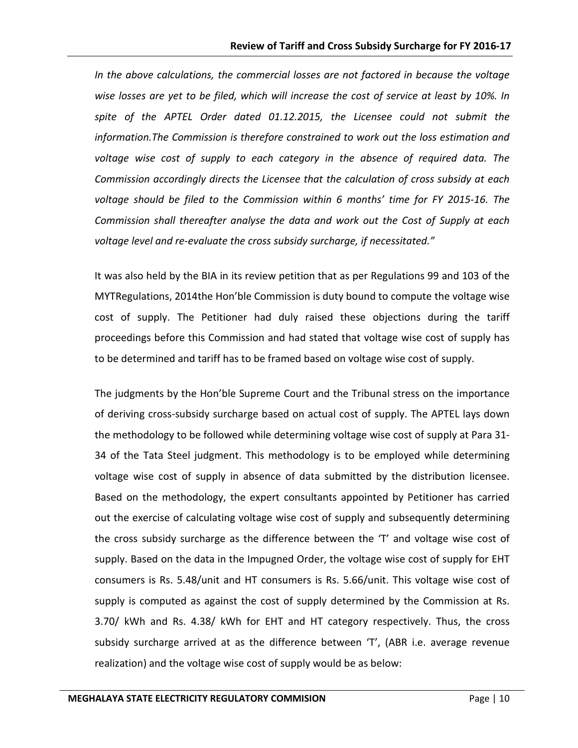*In the above calculations, the commercial losses are not factored in because the voltage wise losses are yet to be filed, which will increase the cost of service at least by 10%. In spite of the APTEL Order dated 01.12.2015, the Licensee could not submit the information.The Commission is therefore constrained to work out the loss estimation and voltage wise cost of supply to each category in the absence of required data. The Commission accordingly directs the Licensee that the calculation of cross subsidy at each voltage should be filed to the Commission within 6 months' time for FY 2015-16. The Commission shall thereafter analyse the data and work out the Cost of Supply at each voltage level and re-evaluate the cross subsidy surcharge, if necessitated."*

It was also held by the BIA in its review petition that as per Regulations 99 and 103 of the MYTRegulations, 2014the Hon'ble Commission is duty bound to compute the voltage wise cost of supply. The Petitioner had duly raised these objections during the tariff proceedings before this Commission and had stated that voltage wise cost of supply has to be determined and tariff has to be framed based on voltage wise cost of supply.

The judgments by the Hon'ble Supreme Court and the Tribunal stress on the importance of deriving cross-subsidy surcharge based on actual cost of supply. The APTEL lays down the methodology to be followed while determining voltage wise cost of supply at Para 31-34 of the Tata Steel judgment. This methodology is to be employed while determining voltage wise cost of supply in absence of data submitted by the distribution licensee. Based on the methodology, the expert consultants appointed by Petitioner has carried out the exercise of calculating voltage wise cost of supply and subsequently determining the cross subsidy surcharge as the difference between the 'T' and voltage wise cost of supply. Based on the data in the Impugned Order, the voltage wise cost of supply for EHT consumers is Rs. 5.48/unit and HT consumers is Rs. 5.66/unit. This voltage wise cost of supply is computed as against the cost of supply determined by the Commission at Rs. 3.70/ kWh and Rs. 4.38/ kWh for EHT and HT category respectively. Thus, the cross subsidy surcharge arrived at as the difference between 'T', (ABR i.e. average revenue realization) and the voltage wise cost of supply would be as below: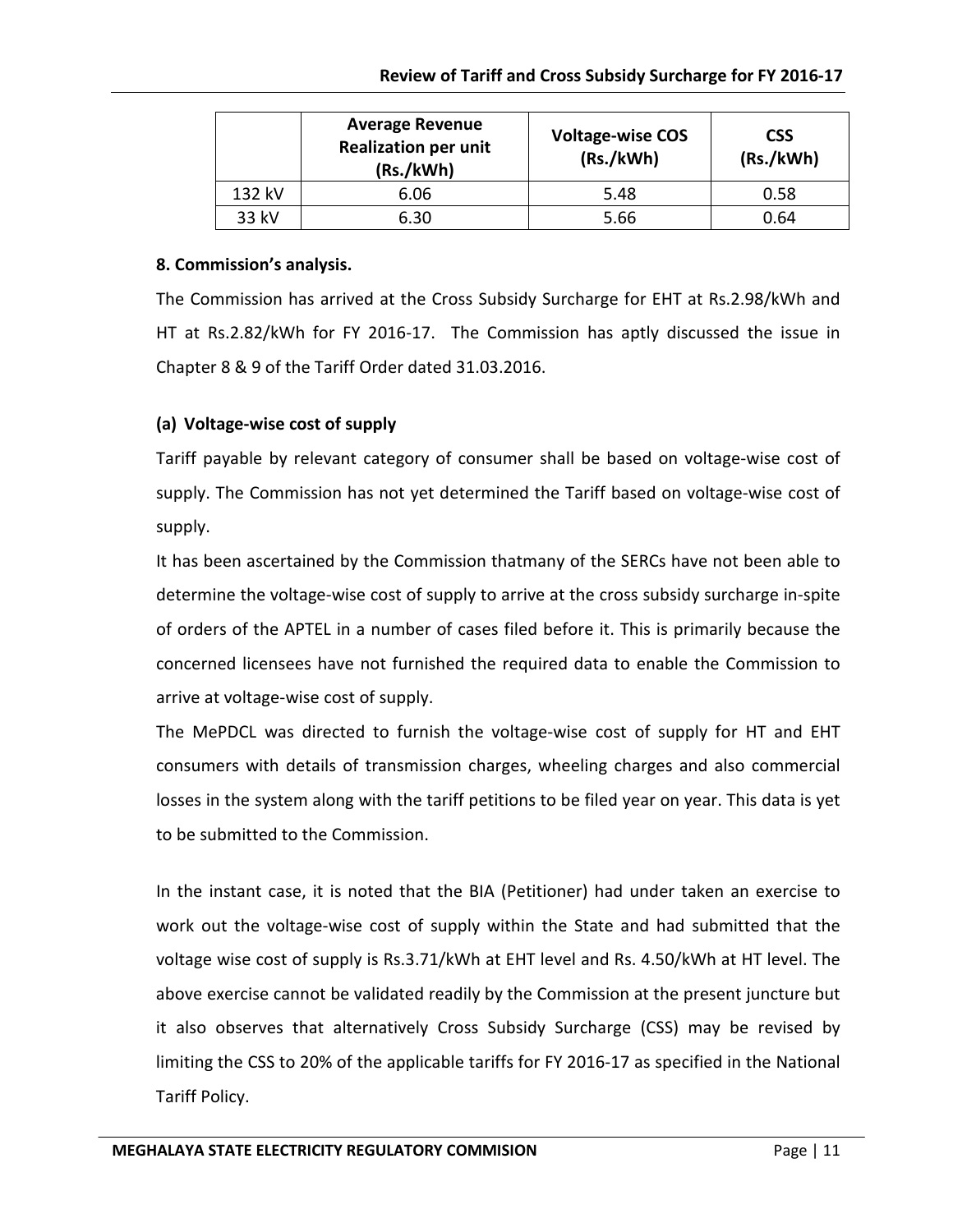| | Average Revenue Realization per unit (Rs./kWh) | Voltage-wise COS (Rs./kWh) | CSS (Rs./kWh) |
|---|---|---|---|
| 132 kV | 6.06 | 5.48 | 0.58 |
| 33 kV | 6.30 | 5.66 | 0.64 |

**8. Commission's analysis.**

The Commission has arrived at the Cross Subsidy Surcharge for EHT at Rs.2.98/kWh and HT at Rs.2.82/kWh for FY 2016-17. The Commission has aptly discussed the issue in Chapter 8 & 9 of the Tariff Order dated 31.03.2016.

**(a) Voltage-wise cost of supply**

Tariff payable by relevant category of consumer shall be based on voltage-wise cost of supply. The Commission has not yet determined the Tariff based on voltage-wise cost of supply.

It has been ascertained by the Commission thatmany of the SERCs have not been able to determine the voltage-wise cost of supply to arrive at the cross subsidy surcharge in-spite of orders of the APTEL in a number of cases filed before it. This is primarily because the concerned licensees have not furnished the required data to enable the Commission to arrive at voltage-wise cost of supply.

The MePDCL was directed to furnish the voltage-wise cost of supply for HT and EHT consumers with details of transmission charges, wheeling charges and also commercial losses in the system along with the tariff petitions to be filed year on year. This data is yet to be submitted to the Commission.

In the instant case, it is noted that the BIA (Petitioner) had under taken an exercise to work out the voltage-wise cost of supply within the State and had submitted that the voltage wise cost of supply is Rs.3.71/kWh at EHT level and Rs. 4.50/kWh at HT level. The above exercise cannot be validated readily by the Commission at the present juncture but it also observes that alternatively Cross Subsidy Surcharge (CSS) may be revised by limiting the CSS to 20% of the applicable tariffs for FY 2016-17 as specified in the National Tariff Policy.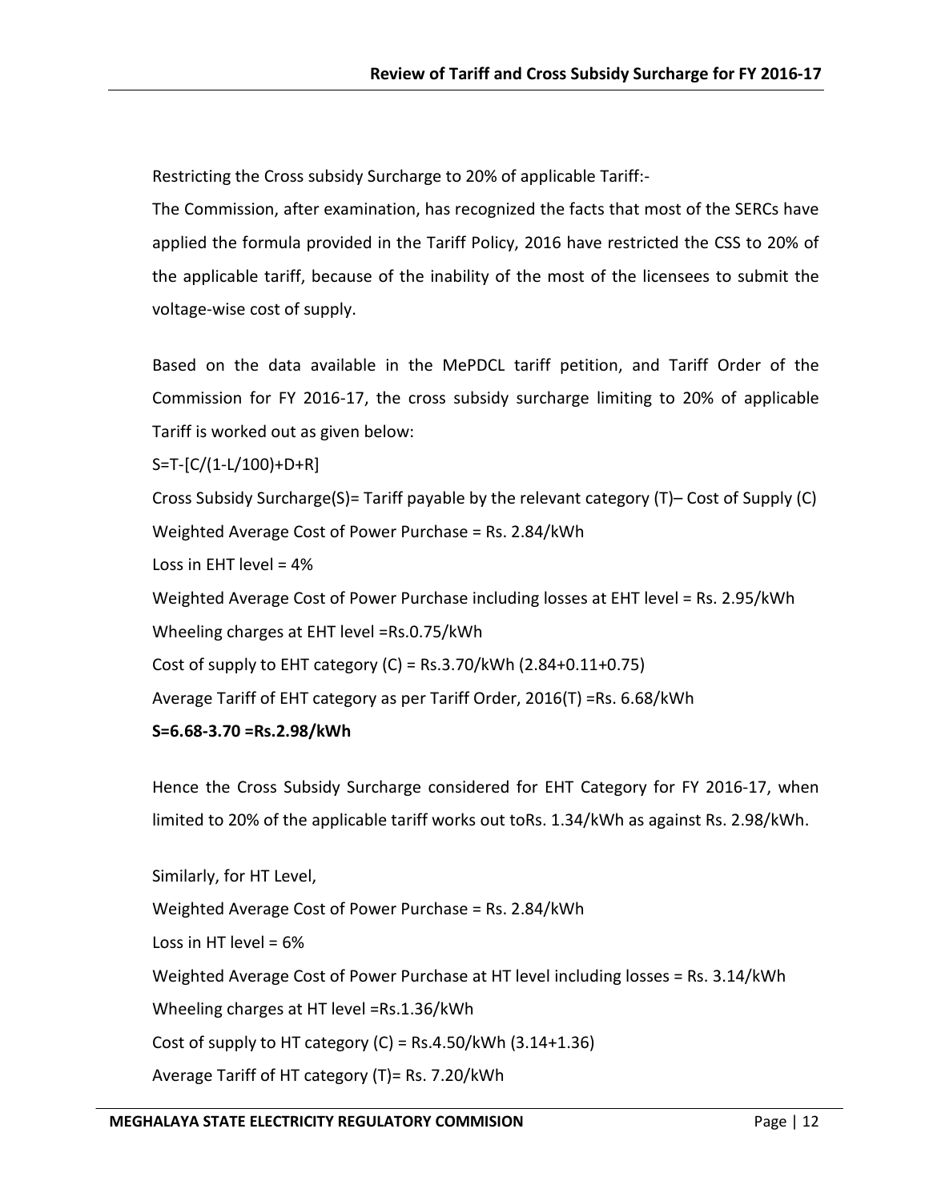Restricting the Cross subsidy Surcharge to 20% of applicable Tariff:-

The Commission, after examination, has recognized the facts that most of the SERCs have applied the formula provided in the Tariff Policy, 2016 have restricted the CSS to 20% of the applicable tariff, because of the inability of the most of the licensees to submit the voltage-wise cost of supply.

Based on the data available in the MePDCL tariff petition, and Tariff Order of the Commission for FY 2016-17, the cross subsidy surcharge limiting to 20% of applicable Tariff is worked out as given below:

$S=T-[C/(1-L/100)+D+R]$

Cross Subsidy Surcharge(S)= Tariff payable by the relevant category (T)– Cost of Supply (C)

Weighted Average Cost of Power Purchase = Rs. 2.84/kWh

Loss in EHT level = 4%

Weighted Average Cost of Power Purchase including losses at EHT level = Rs. 2.95/kWh

Wheeling charges at EHT level =Rs.0.75/kWh

Cost of supply to EHT category (C) = Rs.3.70/kWh (2.84+0.11+0.75)

Average Tariff of EHT category as per Tariff Order, 2016(T) =Rs. 6.68/kWh

**S=6.68-3.70 =Rs.2.98/kWh**

Hence the Cross Subsidy Surcharge considered for EHT Category for FY 2016-17, when limited to 20% of the applicable tariff works out toRs. 1.34/kWh as against Rs. 2.98/kWh.

Similarly, for HT Level,

Weighted Average Cost of Power Purchase = Rs. 2.84/kWh

Loss in HT level = 6%

Weighted Average Cost of Power Purchase at HT level including losses = Rs. 3.14/kWh

Wheeling charges at HT level =Rs.1.36/kWh

Cost of supply to HT category (C) = Rs.4.50/kWh (3.14+1.36)

Average Tariff of HT category (T)= Rs. 7.20/kWh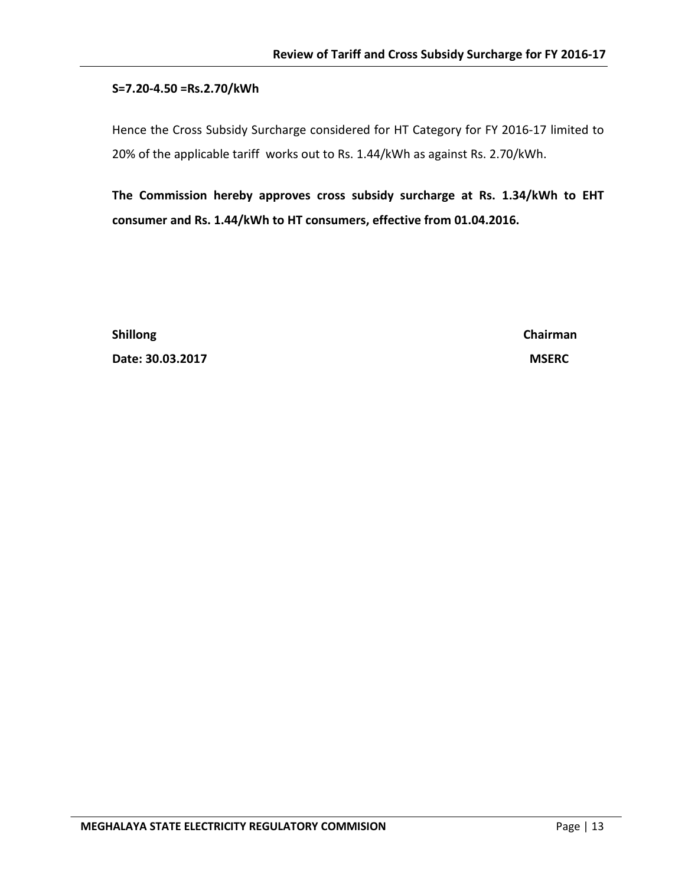**S=7.20-4.50 =Rs.2.70/kWh**

Hence the Cross Subsidy Surcharge considered for HT Category for FY 2016-17 limited to 20% of the applicable tariff works out to Rs. 1.44/kWh as against Rs. 2.70/kWh.

**The Commission hereby approves cross subsidy surcharge at Rs. 1.34/kWh to EHT consumer and Rs. 1.44/kWh to HT consumers, effective from 01.04.2016.**

**Shillong** **Chairman**

**Date: 30.03.2017** **MSERC**